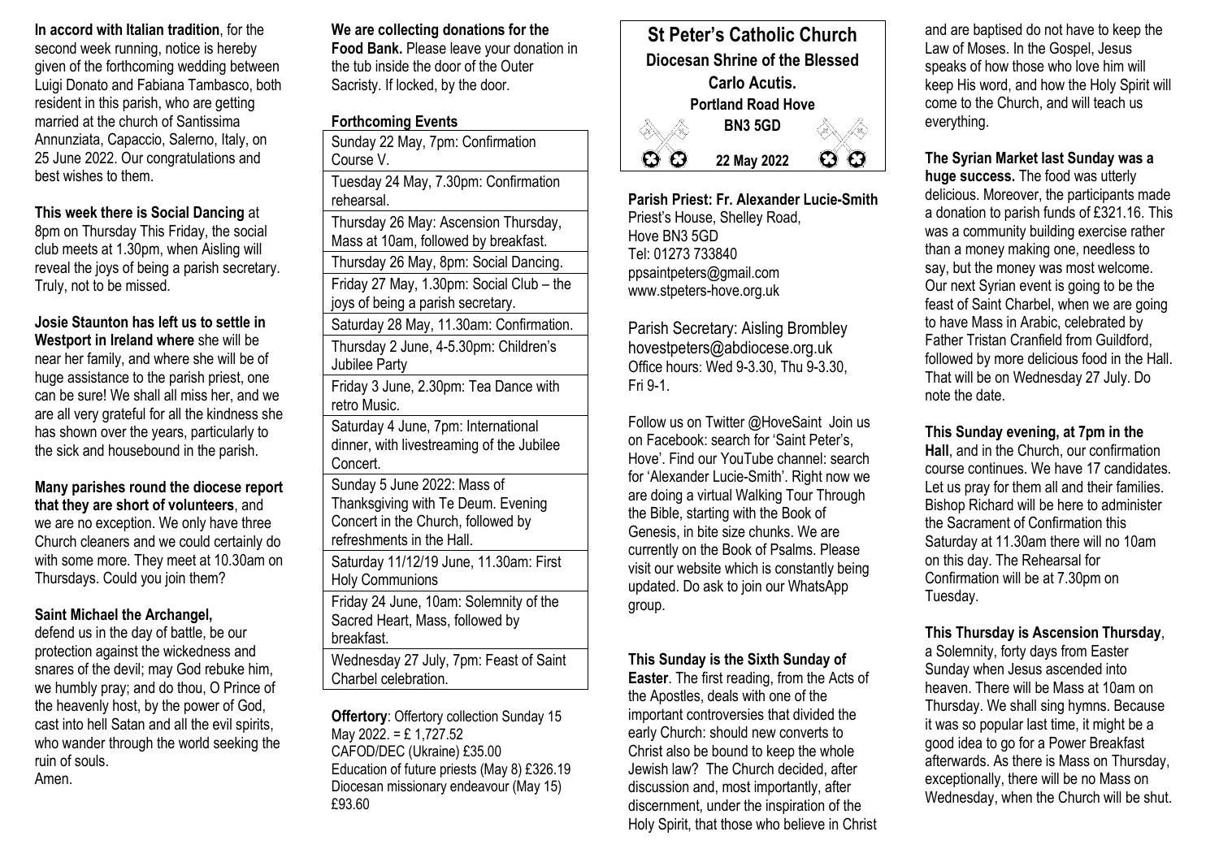# St Peter's Catholic Church

**Diocesan Shrine of the Blessed Carlo Acutis.**

**Portland Road Hove**

**BN3 5GD**

**22 May 2022**

**In accord with Italian tradition**, for the second week running, notice is hereby given of the forthcoming wedding between Luigi Donato and Fabiana Tambasco, both resident in this parish, who are getting married at the church of Santissima Annunziata, Capaccio, Salerno, Italy, on 25 June 2022. Our congratulations and best wishes to them.

**This week there is Social Dancing** at 8pm on Thursday This Friday, the social club meets at 1.30pm, when Aisling will reveal the joys of being a parish secretary. Truly, not to be missed.

**Josie Staunton has left us to settle in Westport in Ireland where** she will be near her family, and where she will be of huge assistance to the parish priest, one can be sure! We shall all miss her, and we are all very grateful for all the kindness she has shown over the years, particularly to the sick and housebound in the parish.

**Many parishes round the diocese report that they are short of volunteers**, and we are no exception. We only have three Church cleaners and we could certainly do with some more. They meet at 10.30am on Thursdays. Could you join them?

**Saint Michael the Archangel,**
defend us in the day of battle, be our protection against the wickedness and snares of the devil; may God rebuke him, we humbly pray; and do thou, O Prince of the heavenly host, by the power of God, cast into hell Satan and all the evil spirits, who wander through the world seeking the ruin of souls.
Amen.

**We are collecting donations for the Food Bank.** Please leave your donation in the tub inside the door of the Outer Sacristy. If locked, by the door.

**Forthcoming Events**

| |
|---|
| Sunday 22 May, 7pm: Confirmation Course V. |
| Tuesday 24 May, 7.30pm: Confirmation rehearsal. |
| Thursday 26 May: Ascension Thursday, Mass at 10am, followed by breakfast. |
| Thursday 26 May, 8pm: Social Dancing. |
| Friday 27 May, 1.30pm: Social Club – the joys of being a parish secretary. |
| Saturday 28 May, 11.30am: Confirmation. |
| Thursday 2 June, 4-5.30pm: Children's Jubilee Party |
| Friday 3 June, 2.30pm: Tea Dance with retro Music. |
| Saturday 4 June, 7pm: International dinner, with livestreaming of the Jubilee Concert. |
| Sunday 5 June 2022: Mass of Thanksgiving with Te Deum. Evening Concert in the Church, followed by refreshments in the Hall. |
| Saturday 11/12/19 June, 11.30am: First Holy Communions |
| Friday 24 June, 10am: Solemnity of the Sacred Heart, Mass, followed by breakfast. |
| Wednesday 27 July, 7pm: Feast of Saint Charbel celebration. |

**Offertory**: Offertory collection Sunday 15 May 2022. = £ 1,727.52
CAFOD/DEC (Ukraine) £35.00
Education of future priests (May 8) £326.19
Diocesan missionary endeavour (May 15) £93.60

**Parish Priest: Fr. Alexander Lucie-Smith**
Priest's House, Shelley Road,
Hove BN3 5GD
Tel: 01273 733840
ppsaintpeters@gmail.com
www.stpeters-hove.org.uk

Parish Secretary: Aisling Brombley
hovestpeters@abdiocese.org.uk
Office hours: Wed 9-3.30, Thu 9-3.30, Fri 9-1.

Follow us on Twitter @HoveSaint Join us on Facebook: search for 'Saint Peter's, Hove'. Find our YouTube channel: search for 'Alexander Lucie-Smith'. Right now we are doing a virtual Walking Tour Through the Bible, starting with the Book of Genesis, in bite size chunks. We are currently on the Book of Psalms. Please visit our website which is constantly being updated. Do ask to join our WhatsApp group.

**This Sunday is the Sixth Sunday of Easter**. The first reading, from the Acts of the Apostles, deals with one of the important controversies that divided the early Church: should new converts to Christ also be bound to keep the whole Jewish law? The Church decided, after discussion and, most importantly, after discernment, under the inspiration of the Holy Spirit, that those who believe in Christ and are baptised do not have to keep the Law of Moses. In the Gospel, Jesus speaks of how those who love him will keep His word, and how the Holy Spirit will come to the Church, and will teach us everything.

**The Syrian Market last Sunday was a huge success.** The food was utterly delicious. Moreover, the participants made a donation to parish funds of £321.16. This was a community building exercise rather than a money making one, needless to say, but the money was most welcome. Our next Syrian event is going to be the feast of Saint Charbel, when we are going to have Mass in Arabic, celebrated by Father Tristan Cranfield from Guildford, followed by more delicious food in the Hall. That will be on Wednesday 27 July. Do note the date.

**This Sunday evening, at 7pm in the Hall**, and in the Church, our confirmation course continues. We have 17 candidates. Let us pray for them all and their families. Bishop Richard will be here to administer the Sacrament of Confirmation this Saturday at 11.30am there will no 10am on this day. The Rehearsal for Confirmation will be at 7.30pm on Tuesday.

**This Thursday is Ascension Thursday**, a Solemnity, forty days from Easter Sunday when Jesus ascended into heaven. There will be Mass at 10am on Thursday. We shall sing hymns. Because it was so popular last time, it might be a good idea to go for a Power Breakfast afterwards. As there is Mass on Thursday, exceptionally, there will be no Mass on Wednesday, when the Church will be shut.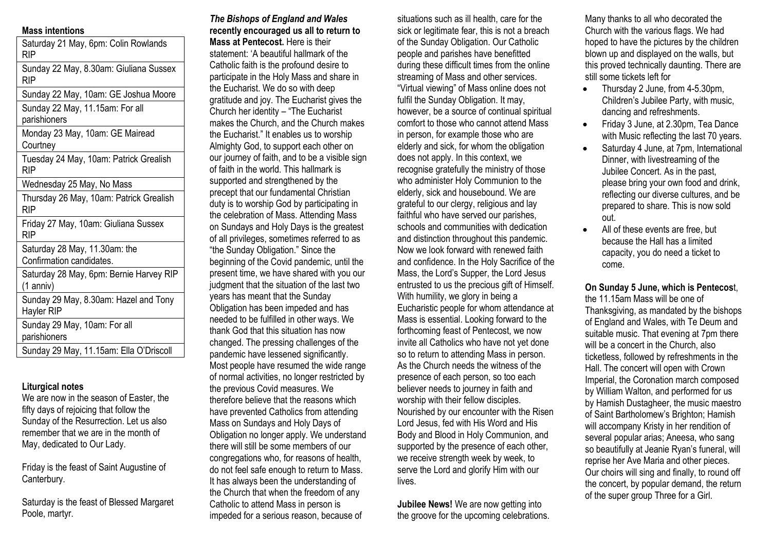**Mass intentions**

| Saturday 21 May, 6pm: Colin Rowlands RIP |
|---|
| Sunday 22 May, 8.30am: Giuliana Sussex RIP |
| Sunday 22 May, 10am: GE Joshua Moore |
| Sunday 22 May, 11.15am: For all parishioners |
| Monday 23 May, 10am: GE Mairead Courtney |
| Tuesday 24 May, 10am: Patrick Grealish RIP |
| Wednesday 25 May, No Mass |
| Thursday 26 May, 10am: Patrick Grealish RIP |
| Friday 27 May, 10am: Giuliana Sussex RIP |
| Saturday 28 May, 11.30am: the Confirmation candidates. |
| Saturday 28 May, 6pm: Bernie Harvey RIP (1 anniv) |
| Sunday 29 May, 8.30am: Hazel and Tony Hayler RIP |
| Sunday 29 May, 10am: For all parishioners |
| Sunday 29 May, 11.15am: Ella O'Driscoll |

**Liturgical notes**

We are now in the season of Easter, the fifty days of rejoicing that follow the Sunday of the Resurrection. Let us also remember that we are in the month of May, dedicated to Our Lady.

Friday is the feast of Saint Augustine of Canterbury.

Saturday is the feast of Blessed Margaret Poole, martyr.

***The Bishops of England and Wales* recently encouraged us all to return to Mass at Pentecost.** Here is their statement: 'A beautiful hallmark of the Catholic faith is the profound desire to participate in the Holy Mass and share in the Eucharist. We do so with deep gratitude and joy. The Eucharist gives the Church her identity – "The Eucharist makes the Church, and the Church makes the Eucharist." It enables us to worship Almighty God, to support each other on our journey of faith, and to be a visible sign of faith in the world. This hallmark is supported and strengthened by the precept that our fundamental Christian duty is to worship God by participating in the celebration of Mass. Attending Mass on Sundays and Holy Days is the greatest of all privileges, sometimes referred to as "the Sunday Obligation." Since the beginning of the Covid pandemic, until the present time, we have shared with you our judgment that the situation of the last two years has meant that the Sunday Obligation has been impeded and has needed to be fulfilled in other ways. We thank God that this situation has now changed. The pressing challenges of the pandemic have lessened significantly. Most people have resumed the wide range of normal activities, no longer restricted by the previous Covid measures. We therefore believe that the reasons which have prevented Catholics from attending Mass on Sundays and Holy Days of Obligation no longer apply. We understand there will still be some members of our congregations who, for reasons of health, do not feel safe enough to return to Mass. It has always been the understanding of the Church that when the freedom of any Catholic to attend Mass in person is impeded for a serious reason, because of situations such as ill health, care for the sick or legitimate fear, this is not a breach of the Sunday Obligation. Our Catholic people and parishes have benefitted during these difficult times from the online streaming of Mass and other services. "Virtual viewing" of Mass online does not fulfil the Sunday Obligation. It may, however, be a source of continual spiritual comfort to those who cannot attend Mass in person, for example those who are elderly and sick, for whom the obligation does not apply. In this context, we recognise gratefully the ministry of those who administer Holy Communion to the elderly, sick and housebound. We are grateful to our clergy, religious and lay faithful who have served our parishes, schools and communities with dedication and distinction throughout this pandemic. Now we look forward with renewed faith and confidence. In the Holy Sacrifice of the Mass, the Lord's Supper, the Lord Jesus entrusted to us the precious gift of Himself. With humility, we glory in being a Eucharistic people for whom attendance at Mass is essential. Looking forward to the forthcoming feast of Pentecost, we now invite all Catholics who have not yet done so to return to attending Mass in person. As the Church needs the witness of the presence of each person, so too each believer needs to journey in faith and worship with their fellow disciples. Nourished by our encounter with the Risen Lord Jesus, fed with His Word and His Body and Blood in Holy Communion, and supported by the presence of each other, we receive strength week by week, to serve the Lord and glorify Him with our lives.

**Jubilee News!** We are now getting into the groove for the upcoming celebrations. Many thanks to all who decorated the Church with the various flags. We had hoped to have the pictures by the children blown up and displayed on the walls, but this proved technically daunting. There are still some tickets left for

- Thursday 2 June, from 4-5.30pm, Children's Jubilee Party, with music, dancing and refreshments.
- Friday 3 June, at 2.30pm, Tea Dance with Music reflecting the last 70 years.
- Saturday 4 June, at 7pm, International Dinner, with livestreaming of the Jubilee Concert. As in the past, please bring your own food and drink, reflecting our diverse cultures, and be prepared to share. This is now sold out.
- All of these events are free, but because the Hall has a limited capacity, you do need a ticket to come.

**On Sunday 5 June, which is Pentecos**t, the 11.15am Mass will be one of Thanksgiving, as mandated by the bishops of England and Wales, with Te Deum and suitable music. That evening at 7pm there will be a concert in the Church, also ticketless, followed by refreshments in the Hall. The concert will open with Crown Imperial, the Coronation march composed by William Walton, and performed for us by Hamish Dustagheer, the music maestro of Saint Bartholomew's Brighton; Hamish will accompany Kristy in her rendition of several popular arias; Aneesa, who sang so beautifully at Jeanie Ryan's funeral, will reprise her Ave Maria and other pieces. Our choirs will sing and finally, to round off the concert, by popular demand, the return of the super group Three for a Girl.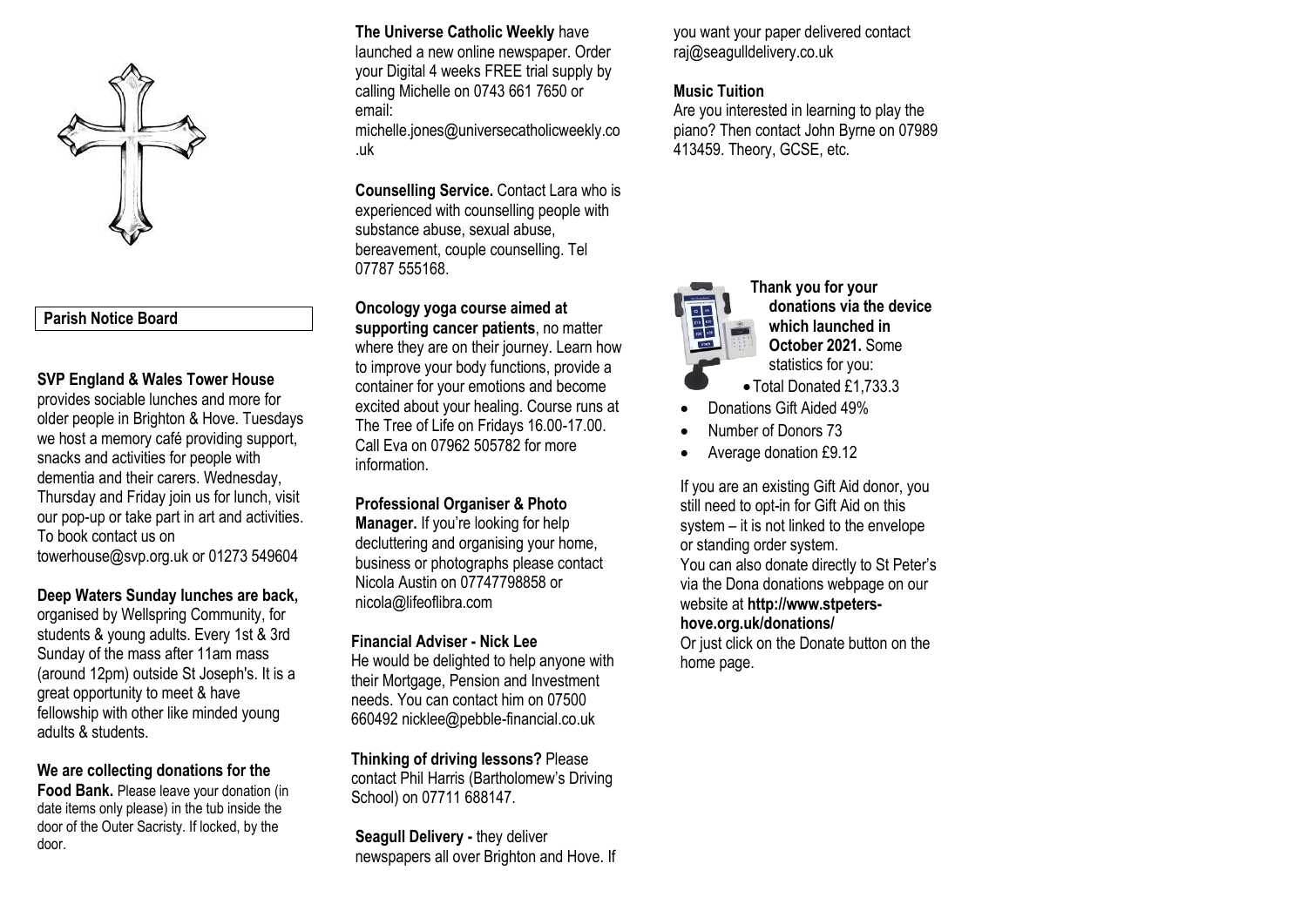## Parish Notice Board

**SVP England & Wales Tower House** provides sociable lunches and more for older people in Brighton & Hove. Tuesdays we host a memory café providing support, snacks and activities for people with dementia and their carers. Wednesday, Thursday and Friday join us for lunch, visit our pop-up or take part in art and activities. To book contact us on towerhouse@svp.org.uk or 01273 549604

**Deep Waters Sunday lunches are back,** organised by Wellspring Community, for students & young adults. Every 1st & 3rd Sunday of the mass after 11am mass (around 12pm) outside St Joseph's. It is a great opportunity to meet & have fellowship with other like minded young adults & students.

**We are collecting donations for the Food Bank.** Please leave your donation (in date items only please) in the tub inside the door of the Outer Sacristy. If locked, by the door.

**The Universe Catholic Weekly** have launched a new online newspaper. Order your Digital 4 weeks FREE trial supply by calling Michelle on 0743 661 7650 or email: michelle.jones@universecatholicweekly.co.uk

**Counselling Service.** Contact Lara who is experienced with counselling people with substance abuse, sexual abuse, bereavement, couple counselling. Tel 07787 555168.

**Oncology yoga course aimed at supporting cancer patients**, no matter where they are on their journey. Learn how to improve your body functions, provide a container for your emotions and become excited about your healing. Course runs at The Tree of Life on Fridays 16.00-17.00. Call Eva on 07962 505782 for more information.

**Professional Organiser & Photo Manager.** If you're looking for help decluttering and organising your home, business or photographs please contact Nicola Austin on 07747798858 or nicola@lifeoflibra.com

**Financial Adviser - Nick Lee**
He would be delighted to help anyone with their Mortgage, Pension and Investment needs. You can contact him on 07500 660492 nicklee@pebble-financial.co.uk

**Thinking of driving lessons?** Please contact Phil Harris (Bartholomew's Driving School) on 07711 688147.

**Seagull Delivery -** they deliver newspapers all over Brighton and Hove. If you want your paper delivered contact raj@seagulldelivery.co.uk

**Music Tuition**
Are you interested in learning to play the piano? Then contact John Byrne on 07989 413459. Theory, GCSE, etc.

**Thank you for your donations via the device which launched in October 2021.** Some statistics for you:

- Total Donated £1,733.3
- Donations Gift Aided 49%
- Number of Donors 73
- Average donation £9.12

If you are an existing Gift Aid donor, you still need to opt-in for Gift Aid on this system – it is not linked to the envelope or standing order system.
You can also donate directly to St Peter's via the Dona donations webpage on our website at **http://www.stpeters-hove.org.uk/donations/**
Or just click on the Donate button on the home page.